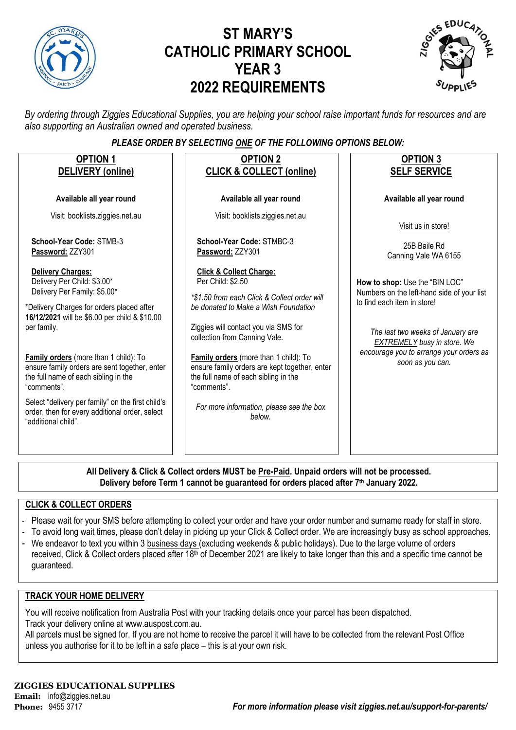# ST MARY'S CATHOLIC PRIMARY SCHOOL YEAR 3 2022 REQUIREMENTS

*By ordering through Ziggies Educational Supplies, you are helping your school raise important funds for resources and are also supporting an Australian owned and operated business.*

***PLEASE ORDER BY SELECTING ONE OF THE FOLLOWING OPTIONS BELOW:***

## OPTION 1 DELIVERY (online)

**Available all year round**

Visit: booklists.ziggies.net.au

**School-Year Code:** STMB-3
**Password:** ZZY301

**Delivery Charges:**
Delivery Per Child: $3.00*
Delivery Per Family: $5.00*

*Delivery Charges for orders placed after **16/12/2021** will be $6.00 per child & $10.00 per family.

**Family orders** (more than 1 child): To ensure family orders are sent together, enter the full name of each sibling in the "comments".

Select "delivery per family" on the first child's order, then for every additional order, select "additional child".

## OPTION 2 CLICK & COLLECT (online)

**Available all year round**

Visit: booklists.ziggies.net.au

**School-Year Code:** STMBC-3
**Password:** ZZY301

**Click & Collect Charge:**
Per Child: $2.50

*\*$1.50 from each Click & Collect order will be donated to Make a Wish Foundation*

Ziggies will contact you via SMS for collection from Canning Vale.

**Family orders** (more than 1 child): To ensure family orders are kept together, enter the full name of each sibling in the "comments".

*For more information, please see the box below.*

## OPTION 3 SELF SERVICE

**Available all year round**

Visit us in store!

25B Baile Rd
Canning Vale WA 6155

**How to shop:** Use the "BIN LOC" Numbers on the left-hand side of your list to find each item in store!

*The last two weeks of January are EXTREMELY busy in store. We encourage you to arrange your orders as soon as you can.*

---

**All Delivery & Click & Collect orders MUST be Pre-Paid. Unpaid orders will not be processed.**
**Delivery before Term 1 cannot be guaranteed for orders placed after 7th January 2022.**

## CLICK & COLLECT ORDERS

- Please wait for your SMS before attempting to collect your order and have your order number and surname ready for staff in store.
- To avoid long wait times, please don't delay in picking up your Click & Collect order. We are increasingly busy as school approaches.
- We endeavor to text you within 3 business days (excluding weekends & public holidays). Due to the large volume of orders received, Click & Collect orders placed after 18th of December 2021 are likely to take longer than this and a specific time cannot be guaranteed.

## TRACK YOUR HOME DELIVERY

You will receive notification from Australia Post with your tracking details once your parcel has been dispatched.
Track your delivery online at www.auspost.com.au.
All parcels must be signed for. If you are not home to receive the parcel it will have to be collected from the relevant Post Office unless you authorise for it to be left in a safe place – this is at your own risk.

**ZIGGIES EDUCATIONAL SUPPLIES**
**Email:** info@ziggies.net.au
**Phone:** 9455 3717

***For more information please visit ziggies.net.au/support-for-parents/***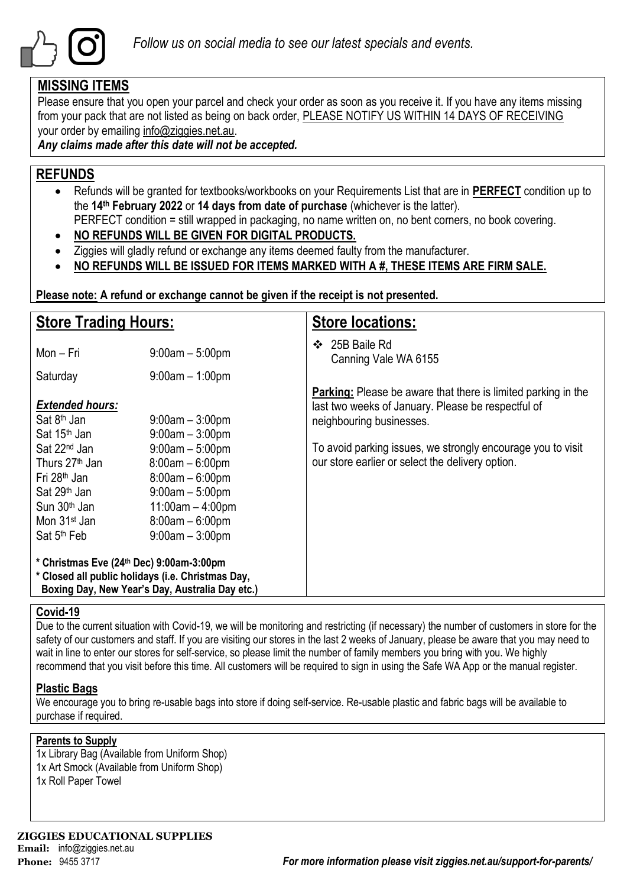*Follow us on social media to see our latest specials and events.*

## MISSING ITEMS

Please ensure that you open your parcel and check your order as soon as you receive it. If you have any items missing from your pack that are not listed as being on back order, PLEASE NOTIFY US WITHIN 14 DAYS OF RECEIVING your order by emailing info@ziggies.net.au.

***Any claims made after this date will not be accepted.***

## REFUNDS

- Refunds will be granted for textbooks/workbooks on your Requirements List that are in **PERFECT** condition up to the **14th February 2022** or **14 days from date of purchase** (whichever is the latter).
  PERFECT condition = still wrapped in packaging, no name written on, no bent corners, no book covering.
- **NO REFUNDS WILL BE GIVEN FOR DIGITAL PRODUCTS.**
- Ziggies will gladly refund or exchange any items deemed faulty from the manufacturer.
- **NO REFUNDS WILL BE ISSUED FOR ITEMS MARKED WITH A #, THESE ITEMS ARE FIRM SALE.**

**Please note: A refund or exchange cannot be given if the receipt is not presented.**

## Store Trading Hours:

| | |
|---|---|
| Mon – Fri | 9:00am – 5:00pm |
| Saturday | 9:00am – 1:00pm |

***Extended hours:***

| | |
|---|---|
| Sat 8th Jan | 9:00am – 3:00pm |
| Sat 15th Jan | 9:00am – 3:00pm |
| Sat 22nd Jan | 9:00am – 5:00pm |
| Thurs 27th Jan | 8:00am – 6:00pm |
| Fri 28th Jan | 8:00am – 6:00pm |
| Sat 29th Jan | 9:00am – 5:00pm |
| Sun 30th Jan | 11:00am – 4:00pm |
| Mon 31st Jan | 8:00am – 6:00pm |
| Sat 5th Feb | 9:00am – 3:00pm |

**\* Christmas Eve (24th Dec) 9:00am-3:00pm**
**\* Closed all public holidays (i.e. Christmas Day, Boxing Day, New Year's Day, Australia Day etc.)**

## Store locations:

- 25B Baile Rd
  Canning Vale WA 6155

**Parking:** Please be aware that there is limited parking in the last two weeks of January. Please be respectful of neighbouring businesses.

To avoid parking issues, we strongly encourage you to visit our store earlier or select the delivery option.

## Covid-19

Due to the current situation with Covid-19, we will be monitoring and restricting (if necessary) the number of customers in store for the safety of our customers and staff. If you are visiting our stores in the last 2 weeks of January, please be aware that you may need to wait in line to enter our stores for self-service, so please limit the number of family members you bring with you. We highly recommend that you visit before this time. All customers will be required to sign in using the Safe WA App or the manual register.

## Plastic Bags

We encourage you to bring re-usable bags into store if doing self-service. Re-usable plastic and fabric bags will be available to purchase if required.

### Parents to Supply

1x Library Bag (Available from Uniform Shop)
1x Art Smock (Available from Uniform Shop)
1x Roll Paper Towel

**ZIGGIES EDUCATIONAL SUPPLIES**
**Email:** info@ziggies.net.au
**Phone:** 9455 3717

*For more information please visit ziggies.net.au/support-for-parents/*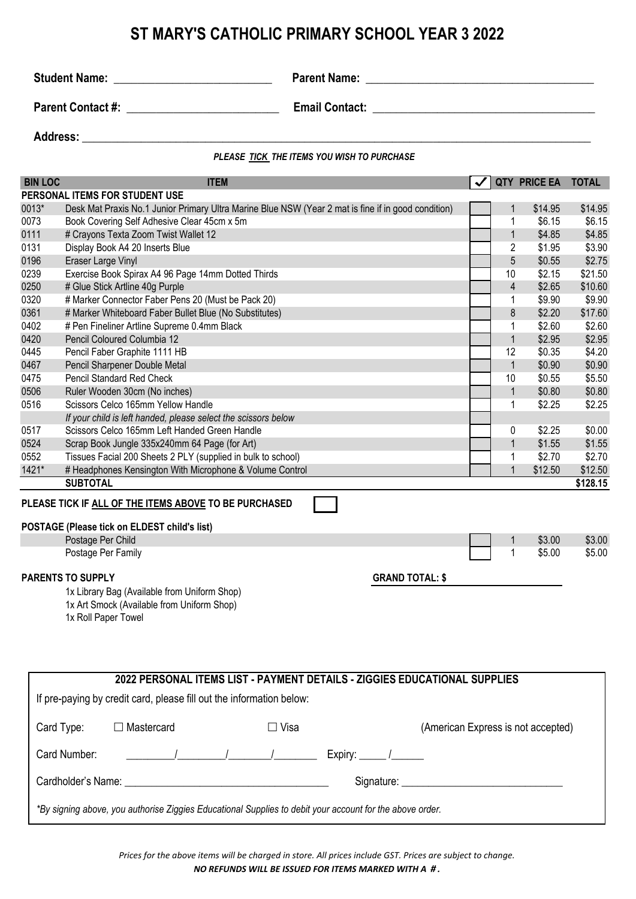# ST MARY'S CATHOLIC PRIMARY SCHOOL YEAR 3 2022

**Student Name:** ___________________________ **Parent Name:** ______________________________________

**Parent Contact #:** _________________________ **Email Contact:** ____________________________________

**Address:** ______________________________________________________________________________________

***PLEASE TICK THE ITEMS YOU WISH TO PURCHASE***

| BIN LOC | ITEM | ✓ | QTY | PRICE EA | TOTAL |
|---|---|---|---|---|---|
| **PERSONAL ITEMS FOR STUDENT USE** | | | | | |
| 0013* | Desk Mat Praxis No.1 Junior Primary Ultra Marine Blue NSW (Year 2 mat is fine if in good condition) | | 1 | $14.95 | $14.95 |
| 0073 | Book Covering Self Adhesive Clear 45cm x 5m | | 1 | $6.15 | $6.15 |
| 0111 | # Crayons Texta Zoom Twist Wallet 12 | | 1 | $4.85 | $4.85 |
| 0131 | Display Book A4 20 Inserts Blue | | 2 | $1.95 | $3.90 |
| 0196 | Eraser Large Vinyl | | 5 | $0.55 | $2.75 |
| 0239 | Exercise Book Spirax A4 96 Page 14mm Dotted Thirds | | 10 | $2.15 | $21.50 |
| 0250 | # Glue Stick Artline 40g Purple | | 4 | $2.65 | $10.60 |
| 0320 | # Marker Connector Faber Pens 20 (Must be Pack 20) | | 1 | $9.90 | $9.90 |
| 0361 | # Marker Whiteboard Faber Bullet Blue (No Substitutes) | | 8 | $2.20 | $17.60 |
| 0402 | # Pen Fineliner Artline Supreme 0.4mm Black | | 1 | $2.60 | $2.60 |
| 0420 | Pencil Coloured Columbia 12 | | 1 | $2.95 | $2.95 |
| 0445 | Pencil Faber Graphite 1111 HB | | 12 | $0.35 | $4.20 |
| 0467 | Pencil Sharpener Double Metal | | 1 | $0.90 | $0.90 |
| 0475 | Pencil Standard Red Check | | 10 | $0.55 | $5.50 |
| 0506 | Ruler Wooden 30cm (No inches) | | 1 | $0.80 | $0.80 |
| 0516 | Scissors Celco 165mm Yellow Handle | | 1 | $2.25 | $2.25 |
| | *If your child is left handed, please select the scissors below* | | | | |
| 0517 | Scissors Celco 165mm Left Handed Green Handle | | 0 | $2.25 | $0.00 |
| 0524 | Scrap Book Jungle 335x240mm 64 Page (for Art) | | 1 | $1.55 | $1.55 |
| 0552 | Tissues Facial 200 Sheets 2 PLY (supplied in bulk to school) | | 1 | $2.70 | $2.70 |
| 1421* | # Headphones Kensington With Microphone & Volume Control | | 1 | $12.50 | $12.50 |
| | **SUBTOTAL** | | | | **$128.15** |

**PLEASE TICK IF ALL OF THE ITEMS ABOVE TO BE PURCHASED** ☐

**POSTAGE (Please tick on ELDEST child's list)**

| | | ✓ | QTY | PRICE EA | TOTAL |
|---|---|---|---|---|---|
| | Postage Per Child | | 1 | $3.00 | $3.00 |
| | Postage Per Family | | 1 | $5.00 | $5.00 |

**PARENTS TO SUPPLY**

1x Library Bag (Available from Uniform Shop)
1x Art Smock (Available from Uniform Shop)
1x Roll Paper Towel

**GRAND TOTAL: $** ______________

## 2022 PERSONAL ITEMS LIST - PAYMENT DETAILS - ZIGGIES EDUCATIONAL SUPPLIES

If pre-paying by credit card, please fill out the information below:

Card Type: ☐ Mastercard ☐ Visa (American Express is not accepted)

Card Number: ________/________/________/________ Expiry: _____ /______

Cardholder's Name: _____________________________________ Signature: _____________________________

*\*By signing above, you authorise Ziggies Educational Supplies to debit your account for the above order.*

*Prices for the above items will be charged in store. All prices include GST. Prices are subject to change.*

***NO REFUNDS WILL BE ISSUED FOR ITEMS MARKED WITH A #.***